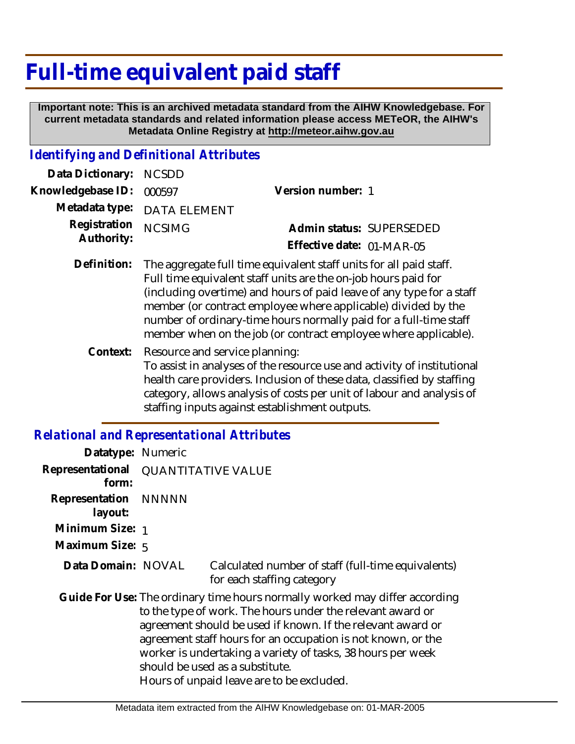# Full-time equivalent paid staff

**Important note: This is an archived metadata standard from the AIHW Knowledgebase. For current metadata standards and related information please access METeOR, the AIHW's Metadata Online Registry at http://meteor.aihw.gov.au**

## *Identifying and Definitional Attributes*

| | | | |
|---|---|---|---|
| **Data Dictionary:** | NCSDD | | |
| **Knowledgebase ID:** | 000597 | **Version number:** | 1 |
| **Metadata type:** | DATA ELEMENT | | |
| **Registration Authority:** | NCSIMG | **Admin status:** | SUPERSEDED |
| | | **Effective date:** | 01-MAR-05 |

**Definition:** The aggregate full time equivalent staff units for all paid staff. Full time equivalent staff units are the on-job hours paid for (including overtime) and hours of paid leave of any type for a staff member (or contract employee where applicable) divided by the number of ordinary-time hours normally paid for a full-time staff member when on the job (or contract employee where applicable).

**Context:** Resource and service planning:
To assist in analyses of the resource use and activity of institutional health care providers. Inclusion of these data, classified by staffing category, allows analysis of costs per unit of labour and analysis of staffing inputs against establishment outputs.

## *Relational and Representational Attributes*

**Datatype:** Numeric

**Representational form:** QUANTITATIVE VALUE

**Representation layout:** NNNNN

**Minimum Size:** 1

**Maximum Size:** 5

**Data Domain:** NOVAL — Calculated number of staff (full-time equivalents) for each staffing category

**Guide For Use:** The ordinary time hours normally worked may differ according to the type of work. The hours under the relevant award or agreement should be used if known. If the relevant award or agreement staff hours for an occupation is not known, or the worker is undertaking a variety of tasks, 38 hours per week should be used as a substitute.
Hours of unpaid leave are to be excluded.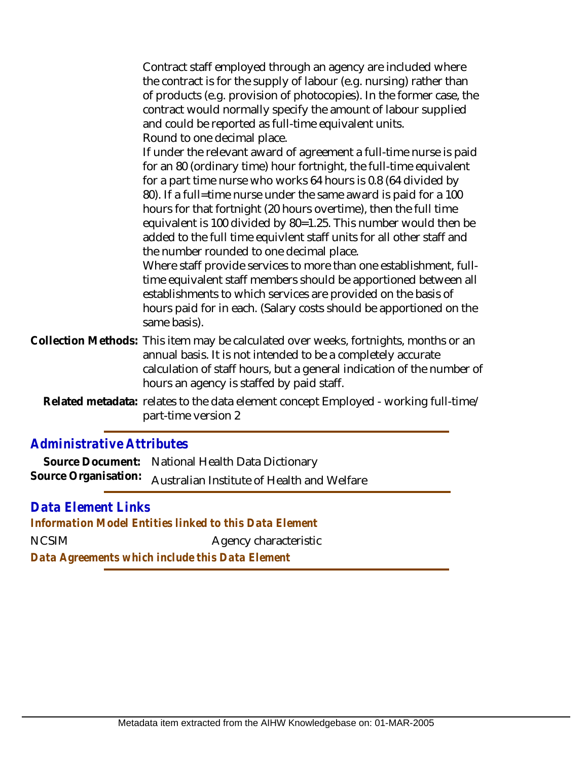Contract staff employed through an agency are included where the contract is for the supply of labour (e.g. nursing) rather than of products (e.g. provision of photocopies). In the former case, the contract would normally specify the amount of labour supplied and could be reported as full-time equivalent units.

Round to one decimal place.

If under the relevant award of agreement a full-time nurse is paid for an 80 (ordinary time) hour fortnight, the full-time equivalent for a part time nurse who works 64 hours is 0.8 (64 divided by 80). If a full=time nurse under the same award is paid for a 100 hours for that fortnight (20 hours overtime), then the full time equivalent is 100 divided by 80=1.25. This number would then be added to the full time equivlent staff units for all other staff and the number rounded to one decimal place.

Where staff provide services to more than one establishment, full-time equivalent staff members should be apportioned between all establishments to which services are provided on the basis of hours paid for in each. (Salary costs should be apportioned on the same basis).

**Collection Methods:** This item may be calculated over weeks, fortnights, months or an annual basis. It is not intended to be a completely accurate calculation of staff hours, but a general indication of the number of hours an agency is staffed by paid staff.

**Related metadata:** relates to the data element concept Employed - working full-time/part-time version 2

## Administrative Attributes

**Source Document:** National Health Data Dictionary

**Source Organisation:** Australian Institute of Health and Welfare

## Data Element Links

### Information Model Entities linked to this Data Element

| | |
|---|---|
| NCSIM | Agency characteristic |

### Data Agreements which include this Data Element